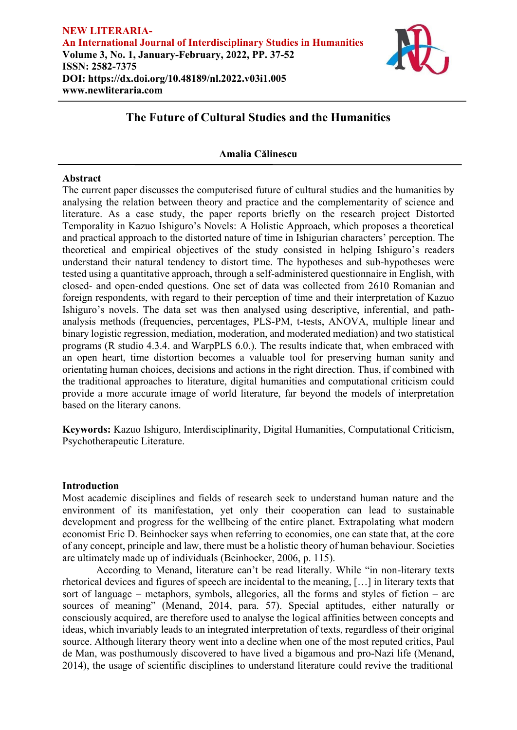**NEW LITERARIA-**
**An International Journal of Interdisciplinary Studies in Humanities**
**Volume 3, No. 1, January-February, 2022, PP. 37-52**
**ISSN: 2582-7375**
**DOI: https://dx.doi.org/10.48189/nl.2022.v03i1.005**
**www.newliteraria.com**

# The Future of Cultural Studies and the Humanities

**Amalia Călinescu**

## Abstract

The current paper discusses the computerised future of cultural studies and the humanities by analysing the relation between theory and practice and the complementarity of science and literature. As a case study, the paper reports briefly on the research project Distorted Temporality in Kazuo Ishiguro's Novels: A Holistic Approach, which proposes a theoretical and practical approach to the distorted nature of time in Ishigurian characters' perception. The theoretical and empirical objectives of the study consisted in helping Ishiguro's readers understand their natural tendency to distort time. The hypotheses and sub-hypotheses were tested using a quantitative approach, through a self-administered questionnaire in English, with closed- and open-ended questions. One set of data was collected from 2610 Romanian and foreign respondents, with regard to their perception of time and their interpretation of Kazuo Ishiguro's novels. The data set was then analysed using descriptive, inferential, and path-analysis methods (frequencies, percentages, PLS-PM, t-tests, ANOVA, multiple linear and binary logistic regression, mediation, moderation, and moderated mediation) and two statistical programs (R studio 4.3.4. and WarpPLS 6.0.). The results indicate that, when embraced with an open heart, time distortion becomes a valuable tool for preserving human sanity and orientating human choices, decisions and actions in the right direction. Thus, if combined with the traditional approaches to literature, digital humanities and computational criticism could provide a more accurate image of world literature, far beyond the models of interpretation based on the literary canons.

**Keywords:** Kazuo Ishiguro, Interdisciplinarity, Digital Humanities, Computational Criticism, Psychotherapeutic Literature.

## Introduction

Most academic disciplines and fields of research seek to understand human nature and the environment of its manifestation, yet only their cooperation can lead to sustainable development and progress for the wellbeing of the entire planet. Extrapolating what modern economist Eric D. Beinhocker says when referring to economies, one can state that, at the core of any concept, principle and law, there must be a holistic theory of human behaviour. Societies are ultimately made up of individuals (Beinhocker, 2006, p. 115).

According to Menand, literature can't be read literally. While "in non-literary texts rhetorical devices and figures of speech are incidental to the meaning, […] in literary texts that sort of language – metaphors, symbols, allegories, all the forms and styles of fiction – are sources of meaning" (Menand, 2014, para. 57). Special aptitudes, either naturally or consciously acquired, are therefore used to analyse the logical affinities between concepts and ideas, which invariably leads to an integrated interpretation of texts, regardless of their original source. Although literary theory went into a decline when one of the most reputed critics, Paul de Man, was posthumously discovered to have lived a bigamous and pro-Nazi life (Menand, 2014), the usage of scientific disciplines to understand literature could revive the traditional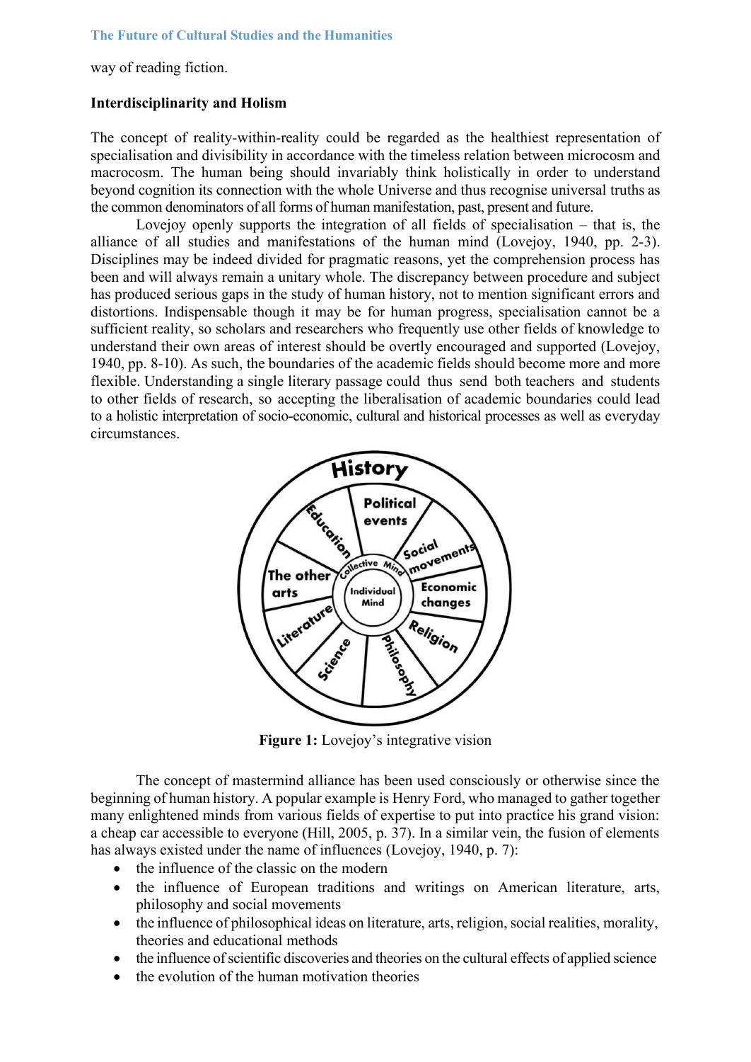way of reading fiction.

**Interdisciplinarity and Holism**

The concept of reality-within-reality could be regarded as the healthiest representation of specialisation and divisibility in accordance with the timeless relation between microcosm and macrocosm. The human being should invariably think holistically in order to understand beyond cognition its connection with the whole Universe and thus recognise universal truths as the common denominators of all forms of human manifestation, past, present and future.

Lovejoy openly supports the integration of all fields of specialisation – that is, the alliance of all studies and manifestations of the human mind (Lovejoy, 1940, pp. 2-3). Disciplines may be indeed divided for pragmatic reasons, yet the comprehension process has been and will always remain a unitary whole. The discrepancy between procedure and subject has produced serious gaps in the study of human history, not to mention significant errors and distortions. Indispensable though it may be for human progress, specialisation cannot be a sufficient reality, so scholars and researchers who frequently use other fields of knowledge to understand their own areas of interest should be overtly encouraged and supported (Lovejoy, 1940, pp. 8-10). As such, the boundaries of the academic fields should become more and more flexible. Understanding a single literary passage could thus send both teachers and students to other fields of research, so accepting the liberalisation of academic boundaries could lead to a holistic interpretation of socio-economic, cultural and historical processes as well as everyday circumstances.

**Figure 1:** Lovejoy's integrative vision

The concept of mastermind alliance has been used consciously or otherwise since the beginning of human history. A popular example is Henry Ford, who managed to gather together many enlightened minds from various fields of expertise to put into practice his grand vision: a cheap car accessible to everyone (Hill, 2005, p. 37). In a similar vein, the fusion of elements has always existed under the name of influences (Lovejoy, 1940, p. 7):

- the influence of the classic on the modern
- the influence of European traditions and writings on American literature, arts, philosophy and social movements
- the influence of philosophical ideas on literature, arts, religion, social realities, morality, theories and educational methods
- the influence of scientific discoveries and theories on the cultural effects of applied science
- the evolution of the human motivation theories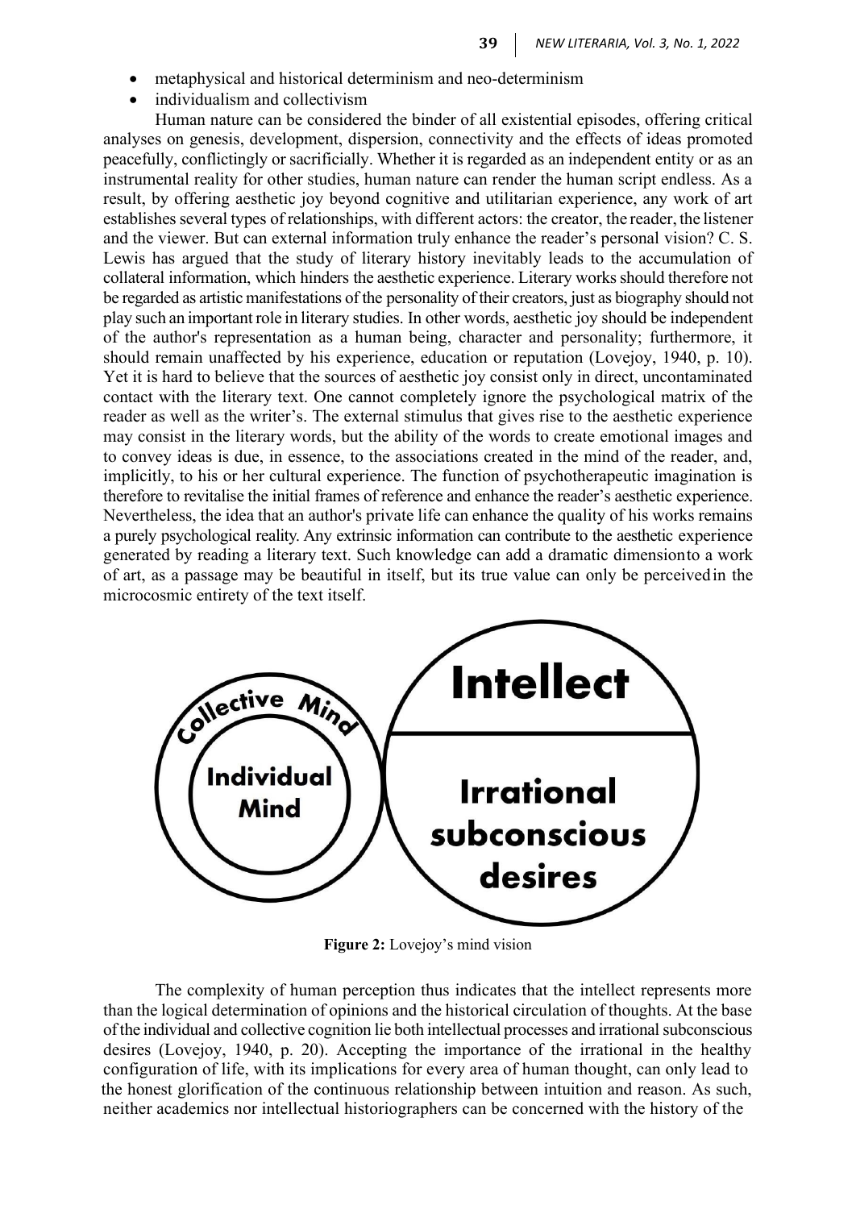- metaphysical and historical determinism and neo-determinism
- individualism and collectivism

Human nature can be considered the binder of all existential episodes, offering critical analyses on genesis, development, dispersion, connectivity and the effects of ideas promoted peacefully, conflictingly or sacrificially. Whether it is regarded as an independent entity or as an instrumental reality for other studies, human nature can render the human script endless. As a result, by offering aesthetic joy beyond cognitive and utilitarian experience, any work of art establishes several types of relationships, with different actors: the creator, the reader, the listener and the viewer. But can external information truly enhance the reader's personal vision? C. S. Lewis has argued that the study of literary history inevitably leads to the accumulation of collateral information, which hinders the aesthetic experience. Literary works should therefore not be regarded as artistic manifestations of the personality of their creators, just as biography should not play such an important role in literary studies. In other words, aesthetic joy should be independent of the author's representation as a human being, character and personality; furthermore, it should remain unaffected by his experience, education or reputation (Lovejoy, 1940, p. 10). Yet it is hard to believe that the sources of aesthetic joy consist only in direct, uncontaminated contact with the literary text. One cannot completely ignore the psychological matrix of the reader as well as the writer's. The external stimulus that gives rise to the aesthetic experience may consist in the literary words, but the ability of the words to create emotional images and to convey ideas is due, in essence, to the associations created in the mind of the reader, and, implicitly, to his or her cultural experience. The function of psychotherapeutic imagination is therefore to revitalise the initial frames of reference and enhance the reader's aesthetic experience. Nevertheless, the idea that an author's private life can enhance the quality of his works remains a purely psychological reality. Any extrinsic information can contribute to the aesthetic experience generated by reading a literary text. Such knowledge can add a dramatic dimension to a work of art, as a passage may be beautiful in itself, but its true value can only be perceived in the microcosmic entirety of the text itself.

Collective Mind | Individual Mind | Intellect | Irrational subconscious desires

**Figure 2:** Lovejoy's mind vision

The complexity of human perception thus indicates that the intellect represents more than the logical determination of opinions and the historical circulation of thoughts. At the base of the individual and collective cognition lie both intellectual processes and irrational subconscious desires (Lovejoy, 1940, p. 20). Accepting the importance of the irrational in the healthy configuration of life, with its implications for every area of human thought, can only lead to the honest glorification of the continuous relationship between intuition and reason. As such, neither academics nor intellectual historiographers can be concerned with the history of the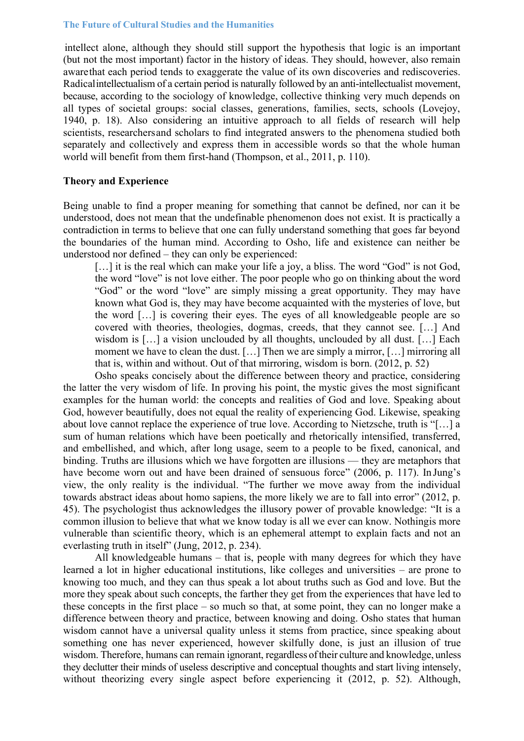intellect alone, although they should still support the hypothesis that logic is an important (but not the most important) factor in the history of ideas. They should, however, also remain aware that each period tends to exaggerate the value of its own discoveries and rediscoveries. Radical intellectualism of a certain period is naturally followed by an anti-intellectualist movement, because, according to the sociology of knowledge, collective thinking very much depends on all types of societal groups: social classes, generations, families, sects, schools (Lovejoy, 1940, p. 18). Also considering an intuitive approach to all fields of research will help scientists, researchers and scholars to find integrated answers to the phenomena studied both separately and collectively and express them in accessible words so that the whole human world will benefit from them first-hand (Thompson, et al., 2011, p. 110).

## Theory and Experience

Being unable to find a proper meaning for something that cannot be defined, nor can it be understood, does not mean that the undefinable phenomenon does not exist. It is practically a contradiction in terms to believe that one can fully understand something that goes far beyond the boundaries of the human mind. According to Osho, life and existence can neither be understood nor defined – they can only be experienced:

> […] it is the real which can make your life a joy, a bliss. The word "God" is not God, the word "love" is not love either. The poor people who go on thinking about the word "God" or the word "love" are simply missing a great opportunity. They may have known what God is, they may have become acquainted with the mysteries of love, but the word […] is covering their eyes. The eyes of all knowledgeable people are so covered with theories, theologies, dogmas, creeds, that they cannot see. […] And wisdom is […] a vision unclouded by all thoughts, unclouded by all dust. […] Each moment we have to clean the dust. […] Then we are simply a mirror, […] mirroring all that is, within and without. Out of that mirroring, wisdom is born. (2012, p. 52)

Osho speaks concisely about the difference between theory and practice, considering the latter the very wisdom of life. In proving his point, the mystic gives the most significant examples for the human world: the concepts and realities of God and love. Speaking about God, however beautifully, does not equal the reality of experiencing God. Likewise, speaking about love cannot replace the experience of true love. According to Nietzsche, truth is "[…] a sum of human relations which have been poetically and rhetorically intensified, transferred, and embellished, and which, after long usage, seem to a people to be fixed, canonical, and binding. Truths are illusions which we have forgotten are illusions — they are metaphors that have become worn out and have been drained of sensuous force" (2006, p. 117). In Jung's view, the only reality is the individual. "The further we move away from the individual towards abstract ideas about homo sapiens, the more likely we are to fall into error" (2012, p. 45). The psychologist thus acknowledges the illusory power of provable knowledge: "It is a common illusion to believe that what we know today is all we ever can know. Nothing is more vulnerable than scientific theory, which is an ephemeral attempt to explain facts and not an everlasting truth in itself" (Jung, 2012, p. 234).

All knowledgeable humans – that is, people with many degrees for which they have learned a lot in higher educational institutions, like colleges and universities – are prone to knowing too much, and they can thus speak a lot about truths such as God and love. But the more they speak about such concepts, the farther they get from the experiences that have led to these concepts in the first place – so much so that, at some point, they can no longer make a difference between theory and practice, between knowing and doing. Osho states that human wisdom cannot have a universal quality unless it stems from practice, since speaking about something one has never experienced, however skilfully done, is just an illusion of true wisdom. Therefore, humans can remain ignorant, regardless of their culture and knowledge, unless they declutter their minds of useless descriptive and conceptual thoughts and start living intensely, without theorizing every single aspect before experiencing it (2012, p. 52). Although,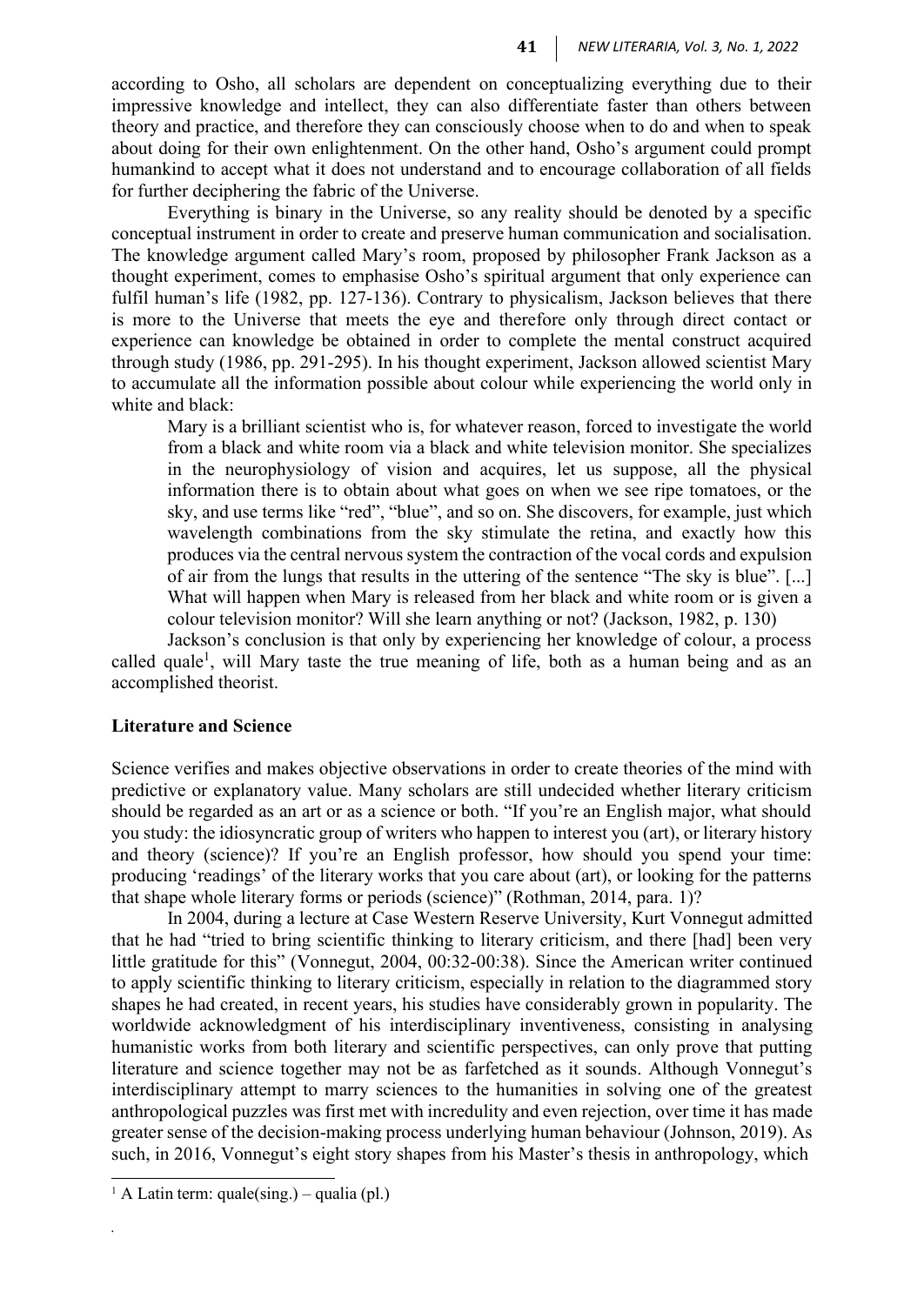according to Osho, all scholars are dependent on conceptualizing everything due to their impressive knowledge and intellect, they can also differentiate faster than others between theory and practice, and therefore they can consciously choose when to do and when to speak about doing for their own enlightenment. On the other hand, Osho's argument could prompt humankind to accept what it does not understand and to encourage collaboration of all fields for further deciphering the fabric of the Universe.

Everything is binary in the Universe, so any reality should be denoted by a specific conceptual instrument in order to create and preserve human communication and socialisation. The knowledge argument called Mary's room, proposed by philosopher Frank Jackson as a thought experiment, comes to emphasise Osho's spiritual argument that only experience can fulfil human's life (1982, pp. 127-136). Contrary to physicalism, Jackson believes that there is more to the Universe that meets the eye and therefore only through direct contact or experience can knowledge be obtained in order to complete the mental construct acquired through study (1986, pp. 291-295). In his thought experiment, Jackson allowed scientist Mary to accumulate all the information possible about colour while experiencing the world only in white and black:

> Mary is a brilliant scientist who is, for whatever reason, forced to investigate the world from a black and white room via a black and white television monitor. She specializes in the neurophysiology of vision and acquires, let us suppose, all the physical information there is to obtain about what goes on when we see ripe tomatoes, or the sky, and use terms like "red", "blue", and so on. She discovers, for example, just which wavelength combinations from the sky stimulate the retina, and exactly how this produces via the central nervous system the contraction of the vocal cords and expulsion of air from the lungs that results in the uttering of the sentence "The sky is blue". [...] What will happen when Mary is released from her black and white room or is given a colour television monitor? Will she learn anything or not? (Jackson, 1982, p. 130)

Jackson's conclusion is that only by experiencing her knowledge of colour, a process called quale[1], will Mary taste the true meaning of life, both as a human being and as an accomplished theorist.

## Literature and Science

Science verifies and makes objective observations in order to create theories of the mind with predictive or explanatory value. Many scholars are still undecided whether literary criticism should be regarded as an art or as a science or both. "If you're an English major, what should you study: the idiosyncratic group of writers who happen to interest you (art), or literary history and theory (science)? If you're an English professor, how should you spend your time: producing 'readings' of the literary works that you care about (art), or looking for the patterns that shape whole literary forms or periods (science)" (Rothman, 2014, para. 1)?

In 2004, during a lecture at Case Western Reserve University, Kurt Vonnegut admitted that he had "tried to bring scientific thinking to literary criticism, and there [had] been very little gratitude for this" (Vonnegut, 2004, 00:32-00:38). Since the American writer continued to apply scientific thinking to literary criticism, especially in relation to the diagrammed story shapes he had created, in recent years, his studies have considerably grown in popularity. The worldwide acknowledgment of his interdisciplinary inventiveness, consisting in analysing humanistic works from both literary and scientific perspectives, can only prove that putting literature and science together may not be as farfetched as it sounds. Although Vonnegut's interdisciplinary attempt to marry sciences to the humanities in solving one of the greatest anthropological puzzles was first met with incredulity and even rejection, over time it has made greater sense of the decision-making process underlying human behaviour (Johnson, 2019). As such, in 2016, Vonnegut's eight story shapes from his Master's thesis in anthropology, which

[1] A Latin term: quale(sing.) – qualia (pl.)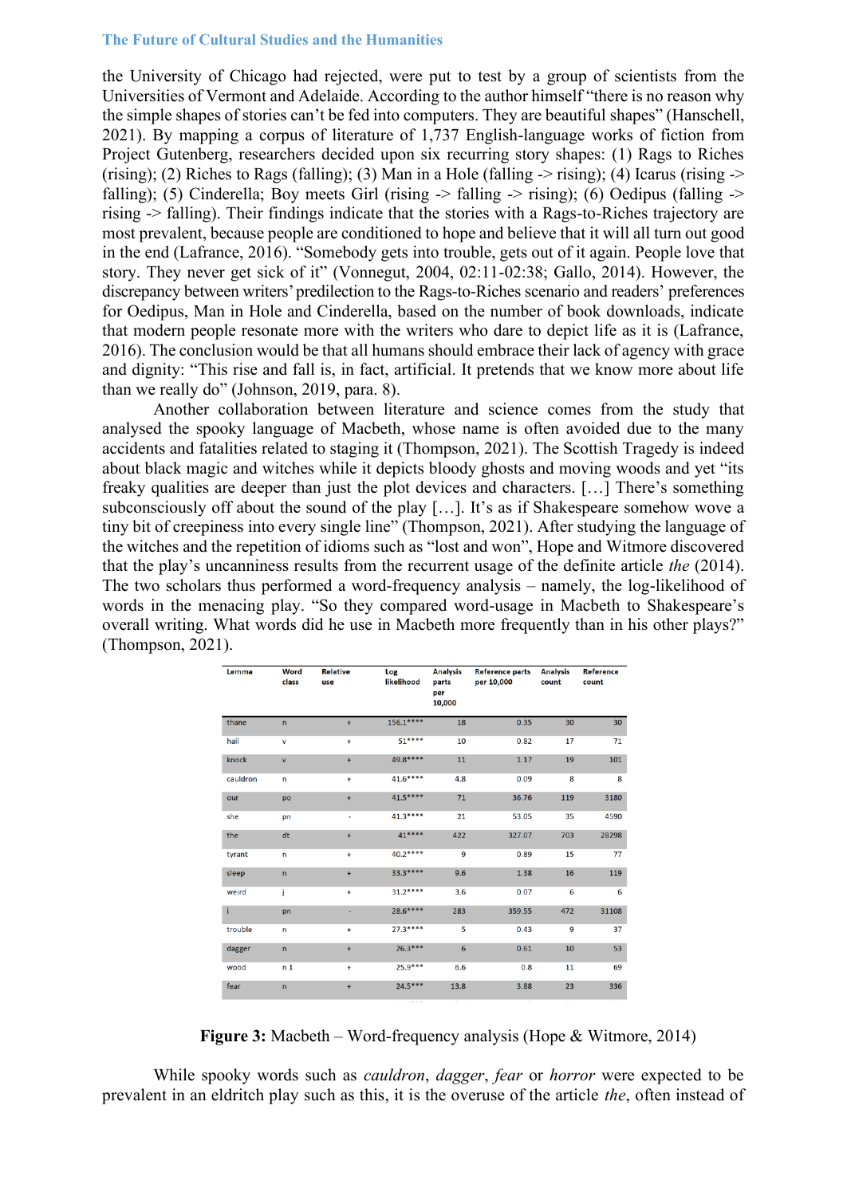the University of Chicago had rejected, were put to test by a group of scientists from the Universities of Vermont and Adelaide. According to the author himself "there is no reason why the simple shapes of stories can't be fed into computers. They are beautiful shapes" (Hanschell, 2021). By mapping a corpus of literature of 1,737 English-language works of fiction from Project Gutenberg, researchers decided upon six recurring story shapes: (1) Rags to Riches (rising); (2) Riches to Rags (falling); (3) Man in a Hole (falling -> rising); (4) Icarus (rising -> falling); (5) Cinderella; Boy meets Girl (rising -> falling -> rising); (6) Oedipus (falling -> rising -> falling). Their findings indicate that the stories with a Rags-to-Riches trajectory are most prevalent, because people are conditioned to hope and believe that it will all turn out good in the end (Lafrance, 2016). "Somebody gets into trouble, gets out of it again. People love that story. They never get sick of it" (Vonnegut, 2004, 02:11-02:38; Gallo, 2014). However, the discrepancy between writers' predilection to the Rags-to-Riches scenario and readers' preferences for Oedipus, Man in Hole and Cinderella, based on the number of book downloads, indicate that modern people resonate more with the writers who dare to depict life as it is (Lafrance, 2016). The conclusion would be that all humans should embrace their lack of agency with grace and dignity: "This rise and fall is, in fact, artificial. It pretends that we know more about life than we really do" (Johnson, 2019, para. 8).

Another collaboration between literature and science comes from the study that analysed the spooky language of Macbeth, whose name is often avoided due to the many accidents and fatalities related to staging it (Thompson, 2021). The Scottish Tragedy is indeed about black magic and witches while it depicts bloody ghosts and moving woods and yet "its freaky qualities are deeper than just the plot devices and characters. […] There's something subconsciously off about the sound of the play […]. It's as if Shakespeare somehow wove a tiny bit of creepiness into every single line" (Thompson, 2021). After studying the language of the witches and the repetition of idioms such as "lost and won", Hope and Witmore discovered that the play's uncanniness results from the recurrent usage of the definite article *the* (2014). The two scholars thus performed a word-frequency analysis – namely, the log-likelihood of words in the menacing play. "So they compared word-usage in Macbeth to Shakespeare's overall writing. What words did he use in Macbeth more frequently than in his other plays?" (Thompson, 2021).

| Lemma | Word class | Relative use | Log likelihood | Analysis parts per 10,000 | Reference parts per 10,000 | Analysis count | Reference count |
|---|---|---|---|---|---|---|---|
| thane | n | + | 156.1**** | 18 | 0.35 | 30 | 30 |
| hail | v | + | 51**** | 10 | 0.82 | 17 | 71 |
| knock | v | + | 49.8**** | 11 | 1.17 | 19 | 101 |
| cauldron | n | + | 41.6**** | 4.8 | 0.09 | 8 | 8 |
| our | po | + | 41.5**** | 71 | 36.76 | 119 | 3180 |
| she | pn | - | 41.3**** | 21 | 53.05 | 35 | 4590 |
| the | dt | + | 41**** | 422 | 327.07 | 703 | 28298 |
| tyrant | n | + | 40.2**** | 9 | 0.89 | 15 | 77 |
| sleep | n | + | 33.3**** | 9.6 | 1.38 | 16 | 119 |
| weird | j | + | 31.2**** | 3.6 | 0.07 | 6 | 6 |
| i | pn | - | 28.6**** | 283 | 359.55 | 472 | 31108 |
| trouble | n | + | 27.3**** | 5 | 0.43 | 9 | 37 |
| dagger | n | + | 26.3*** | 6 | 0.61 | 10 | 53 |
| wood | n 1 | + | 25.9*** | 6.6 | 0.8 | 11 | 69 |
| fear | n | + | 24.5*** | 13.8 | 3.88 | 23 | 336 |

**Figure 3:** Macbeth – Word-frequency analysis (Hope & Witmore, 2014)

While spooky words such as *cauldron*, *dagger*, *fear* or *horror* were expected to be prevalent in an eldritch play such as this, it is the overuse of the article *the*, often instead of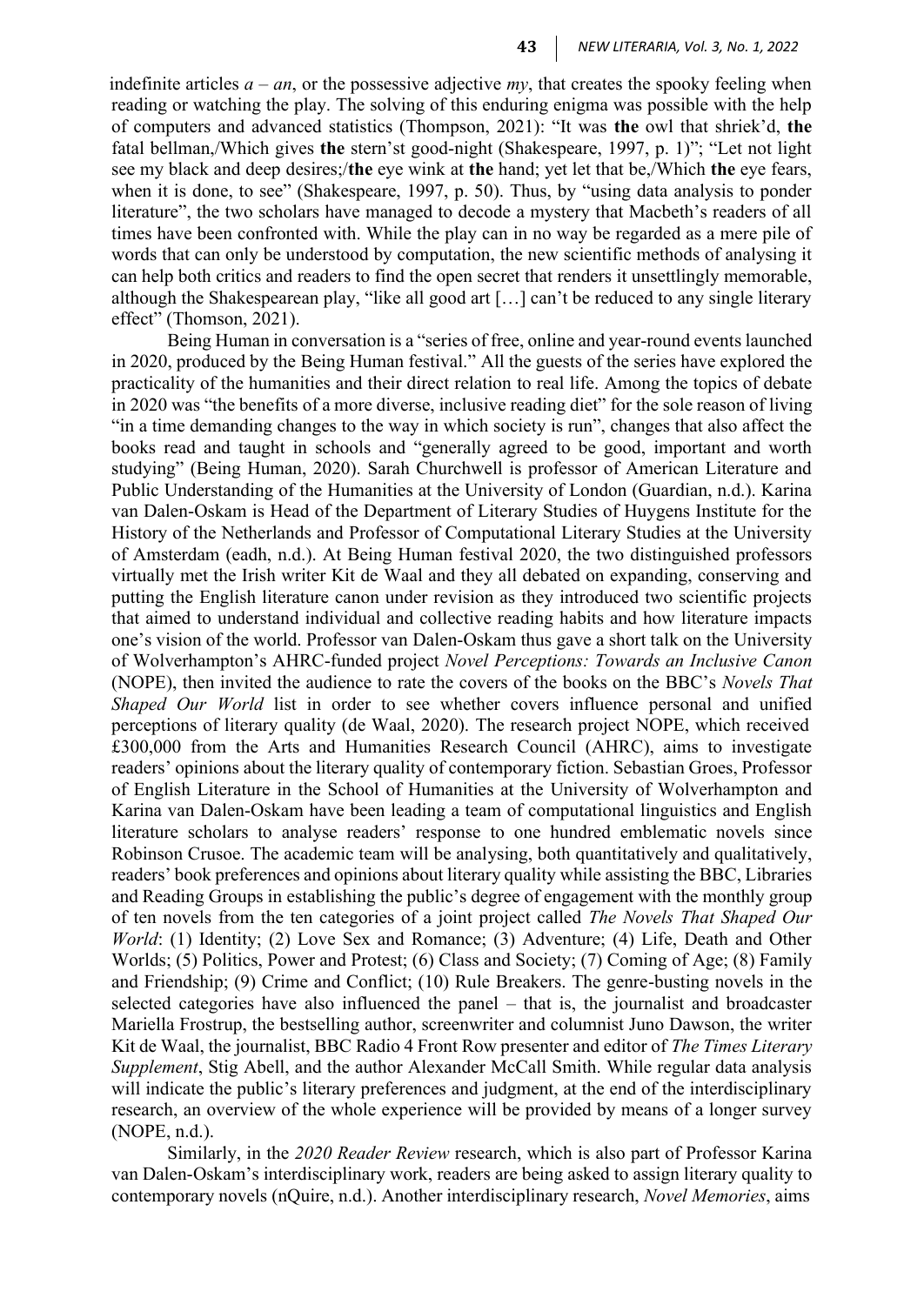indefinite articles *a* – *an*, or the possessive adjective *my*, that creates the spooky feeling when reading or watching the play. The solving of this enduring enigma was possible with the help of computers and advanced statistics (Thompson, 2021): "It was **the** owl that shriek'd, **the** fatal bellman,/Which gives **the** stern'st good-night (Shakespeare, 1997, p. 1)"; "Let not light see my black and deep desires;/**the** eye wink at **the** hand; yet let that be,/Which **the** eye fears, when it is done, to see" (Shakespeare, 1997, p. 50). Thus, by "using data analysis to ponder literature", the two scholars have managed to decode a mystery that Macbeth's readers of all times have been confronted with. While the play can in no way be regarded as a mere pile of words that can only be understood by computation, the new scientific methods of analysing it can help both critics and readers to find the open secret that renders it unsettlingly memorable, although the Shakespearean play, "like all good art […] can't be reduced to any single literary effect" (Thomson, 2021).

Being Human in conversation is a "series of free, online and year-round events launched in 2020, produced by the Being Human festival." All the guests of the series have explored the practicality of the humanities and their direct relation to real life. Among the topics of debate in 2020 was "the benefits of a more diverse, inclusive reading diet" for the sole reason of living "in a time demanding changes to the way in which society is run", changes that also affect the books read and taught in schools and "generally agreed to be good, important and worth studying" (Being Human, 2020). Sarah Churchwell is professor of American Literature and Public Understanding of the Humanities at the University of London (Guardian, n.d.). Karina van Dalen-Oskam is Head of the Department of Literary Studies of Huygens Institute for the History of the Netherlands and Professor of Computational Literary Studies at the University of Amsterdam (eadh, n.d.). At Being Human festival 2020, the two distinguished professors virtually met the Irish writer Kit de Waal and they all debated on expanding, conserving and putting the English literature canon under revision as they introduced two scientific projects that aimed to understand individual and collective reading habits and how literature impacts one's vision of the world. Professor van Dalen-Oskam thus gave a short talk on the University of Wolverhampton's AHRC-funded project *Novel Perceptions: Towards an Inclusive Canon* (NOPE), then invited the audience to rate the covers of the books on the BBC's *Novels That Shaped Our World* list in order to see whether covers influence personal and unified perceptions of literary quality (de Waal, 2020). The research project NOPE, which received £300,000 from the Arts and Humanities Research Council (AHRC), aims to investigate readers' opinions about the literary quality of contemporary fiction. Sebastian Groes, Professor of English Literature in the School of Humanities at the University of Wolverhampton and Karina van Dalen-Oskam have been leading a team of computational linguistics and English literature scholars to analyse readers' response to one hundred emblematic novels since Robinson Crusoe. The academic team will be analysing, both quantitatively and qualitatively, readers' book preferences and opinions about literary quality while assisting the BBC, Libraries and Reading Groups in establishing the public's degree of engagement with the monthly group of ten novels from the ten categories of a joint project called *The Novels That Shaped Our World*: (1) Identity; (2) Love Sex and Romance; (3) Adventure; (4) Life, Death and Other Worlds; (5) Politics, Power and Protest; (6) Class and Society; (7) Coming of Age; (8) Family and Friendship; (9) Crime and Conflict; (10) Rule Breakers. The genre-busting novels in the selected categories have also influenced the panel – that is, the journalist and broadcaster Mariella Frostrup, the bestselling author, screenwriter and columnist Juno Dawson, the writer Kit de Waal, the journalist, BBC Radio 4 Front Row presenter and editor of *The Times Literary Supplement*, Stig Abell, and the author Alexander McCall Smith. While regular data analysis will indicate the public's literary preferences and judgment, at the end of the interdisciplinary research, an overview of the whole experience will be provided by means of a longer survey (NOPE, n.d.).

Similarly, in the *2020 Reader Review* research, which is also part of Professor Karina van Dalen-Oskam's interdisciplinary work, readers are being asked to assign literary quality to contemporary novels (nQuire, n.d.). Another interdisciplinary research, *Novel Memories*, aims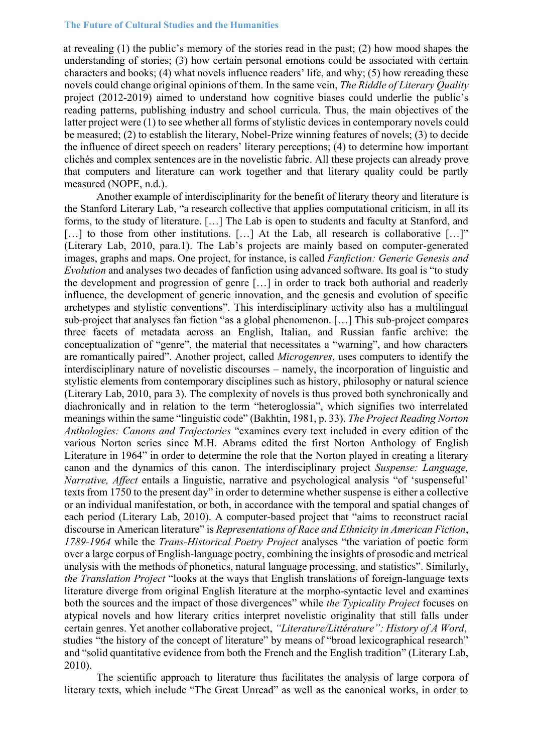at revealing (1) the public's memory of the stories read in the past; (2) how mood shapes the understanding of stories; (3) how certain personal emotions could be associated with certain characters and books; (4) what novels influence readers' life, and why; (5) how rereading these novels could change original opinions of them. In the same vein, *The Riddle of Literary Quality* project (2012-2019) aimed to understand how cognitive biases could underlie the public's reading patterns, publishing industry and school curricula. Thus, the main objectives of the latter project were (1) to see whether all forms of stylistic devices in contemporary novels could be measured; (2) to establish the literary, Nobel-Prize winning features of novels; (3) to decide the influence of direct speech on readers' literary perceptions; (4) to determine how important clichés and complex sentences are in the novelistic fabric. All these projects can already prove that computers and literature can work together and that literary quality could be partly measured (NOPE, n.d.).

Another example of interdisciplinarity for the benefit of literary theory and literature is the Stanford Literary Lab, "a research collective that applies computational criticism, in all its forms, to the study of literature. […] The Lab is open to students and faculty at Stanford, and […] to those from other institutions. […] At the Lab, all research is collaborative […]" (Literary Lab, 2010, para.1). The Lab's projects are mainly based on computer-generated images, graphs and maps. One project, for instance, is called *Fanfiction: Generic Genesis and Evolution* and analyses two decades of fanfiction using advanced software. Its goal is "to study the development and progression of genre […] in order to track both authorial and readerly influence, the development of generic innovation, and the genesis and evolution of specific archetypes and stylistic conventions". This interdisciplinary activity also has a multilingual sub-project that analyses fan fiction "as a global phenomenon. […] This sub-project compares three facets of metadata across an English, Italian, and Russian fanfic archive: the conceptualization of "genre", the material that necessitates a "warning", and how characters are romantically paired". Another project, called *Microgenres*, uses computers to identify the interdisciplinary nature of novelistic discourses – namely, the incorporation of linguistic and stylistic elements from contemporary disciplines such as history, philosophy or natural science (Literary Lab, 2010, para 3). The complexity of novels is thus proved both synchronically and diachronically and in relation to the term "heteroglossia", which signifies two interrelated meanings within the same "linguistic code" (Bakhtin, 1981, p. 33). *The Project Reading Norton Anthologies: Canons and Trajectories* "examines every text included in every edition of the various Norton series since M.H. Abrams edited the first Norton Anthology of English Literature in 1964" in order to determine the role that the Norton played in creating a literary canon and the dynamics of this canon. The interdisciplinary project *Suspense: Language, Narrative, Affect* entails a linguistic, narrative and psychological analysis "of 'suspenseful' texts from 1750 to the present day" in order to determine whether suspense is either a collective or an individual manifestation, or both, in accordance with the temporal and spatial changes of each period (Literary Lab, 2010). A computer-based project that "aims to reconstruct racial discourse in American literature" is *Representations of Race and Ethnicity in American Fiction, 1789-1964* while the *Trans-Historical Poetry Project* analyses "the variation of poetic form over a large corpus of English-language poetry, combining the insights of prosodic and metrical analysis with the methods of phonetics, natural language processing, and statistics". Similarly, *the Translation Project* "looks at the ways that English translations of foreign-language texts literature diverge from original English literature at the morpho-syntactic level and examines both the sources and the impact of those divergences" while *the Typicality Project* focuses on atypical novels and how literary critics interpret novelistic originality that still falls under certain genres. Yet another collaborative project, *"Literature/Littérature": History of A Word*, studies "the history of the concept of literature" by means of "broad lexicographical research" and "solid quantitative evidence from both the French and the English tradition" (Literary Lab, 2010).

The scientific approach to literature thus facilitates the analysis of large corpora of literary texts, which include "The Great Unread" as well as the canonical works, in order to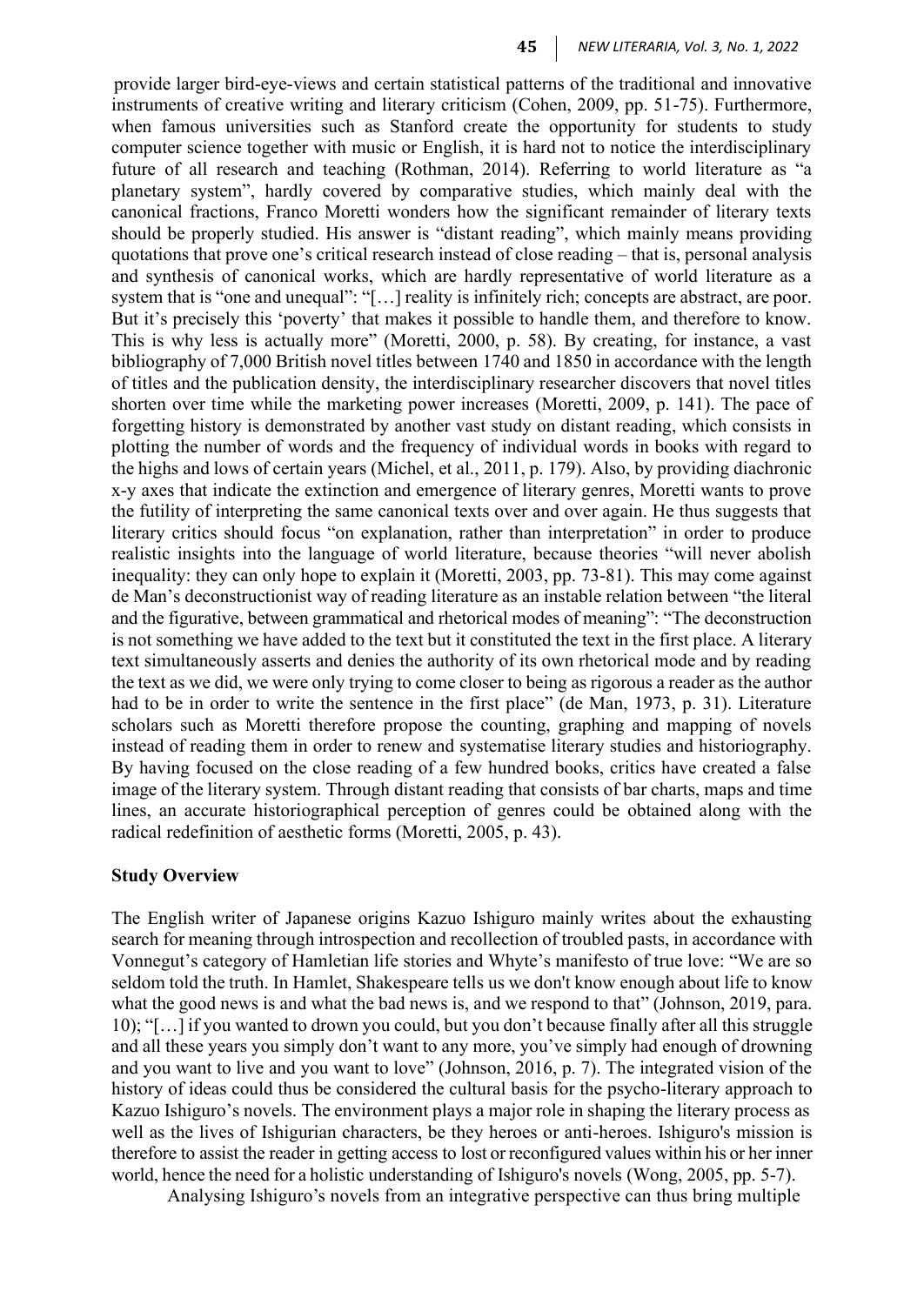provide larger bird-eye-views and certain statistical patterns of the traditional and innovative instruments of creative writing and literary criticism (Cohen, 2009, pp. 51-75). Furthermore, when famous universities such as Stanford create the opportunity for students to study computer science together with music or English, it is hard not to notice the interdisciplinary future of all research and teaching (Rothman, 2014). Referring to world literature as "a planetary system", hardly covered by comparative studies, which mainly deal with the canonical fractions, Franco Moretti wonders how the significant remainder of literary texts should be properly studied. His answer is "distant reading", which mainly means providing quotations that prove one's critical research instead of close reading – that is, personal analysis and synthesis of canonical works, which are hardly representative of world literature as a system that is "one and unequal": "[…] reality is infinitely rich; concepts are abstract, are poor. But it's precisely this 'poverty' that makes it possible to handle them, and therefore to know. This is why less is actually more" (Moretti, 2000, p. 58). By creating, for instance, a vast bibliography of 7,000 British novel titles between 1740 and 1850 in accordance with the length of titles and the publication density, the interdisciplinary researcher discovers that novel titles shorten over time while the marketing power increases (Moretti, 2009, p. 141). The pace of forgetting history is demonstrated by another vast study on distant reading, which consists in plotting the number of words and the frequency of individual words in books with regard to the highs and lows of certain years (Michel, et al., 2011, p. 179). Also, by providing diachronic x-y axes that indicate the extinction and emergence of literary genres, Moretti wants to prove the futility of interpreting the same canonical texts over and over again. He thus suggests that literary critics should focus "on explanation, rather than interpretation" in order to produce realistic insights into the language of world literature, because theories "will never abolish inequality: they can only hope to explain it (Moretti, 2003, pp. 73-81). This may come against de Man's deconstructionist way of reading literature as an instable relation between "the literal and the figurative, between grammatical and rhetorical modes of meaning": "The deconstruction is not something we have added to the text but it constituted the text in the first place. A literary text simultaneously asserts and denies the authority of its own rhetorical mode and by reading the text as we did, we were only trying to come closer to being as rigorous a reader as the author had to be in order to write the sentence in the first place" (de Man, 1973, p. 31). Literature scholars such as Moretti therefore propose the counting, graphing and mapping of novels instead of reading them in order to renew and systematise literary studies and historiography. By having focused on the close reading of a few hundred books, critics have created a false image of the literary system. Through distant reading that consists of bar charts, maps and time lines, an accurate historiographical perception of genres could be obtained along with the radical redefinition of aesthetic forms (Moretti, 2005, p. 43).

**Study Overview**

The English writer of Japanese origins Kazuo Ishiguro mainly writes about the exhausting search for meaning through introspection and recollection of troubled pasts, in accordance with Vonnegut's category of Hamletian life stories and Whyte's manifesto of true love: "We are so seldom told the truth. In Hamlet, Shakespeare tells us we don't know enough about life to know what the good news is and what the bad news is, and we respond to that" (Johnson, 2019, para. 10); "[…] if you wanted to drown you could, but you don't because finally after all this struggle and all these years you simply don't want to any more, you've simply had enough of drowning and you want to live and you want to love" (Johnson, 2016, p. 7). The integrated vision of the history of ideas could thus be considered the cultural basis for the psycho-literary approach to Kazuo Ishiguro's novels. The environment plays a major role in shaping the literary process as well as the lives of Ishigurian characters, be they heroes or anti-heroes. Ishiguro's mission is therefore to assist the reader in getting access to lost or reconfigured values within his or her inner world, hence the need for a holistic understanding of Ishiguro's novels (Wong, 2005, pp. 5-7).

Analysing Ishiguro's novels from an integrative perspective can thus bring multiple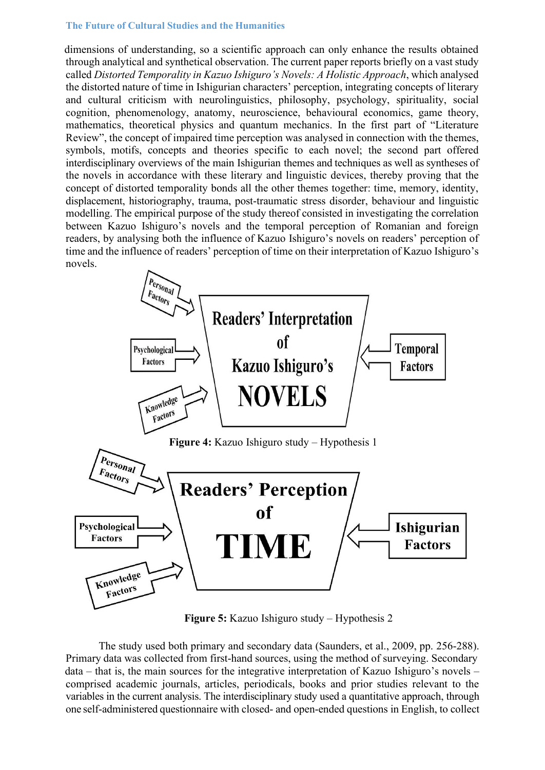dimensions of understanding, so a scientific approach can only enhance the results obtained through analytical and synthetical observation. The current paper reports briefly on a vast study called *Distorted Temporality in Kazuo Ishiguro's Novels: A Holistic Approach*, which analysed the distorted nature of time in Ishigurian characters' perception, integrating concepts of literary and cultural criticism with neurolinguistics, philosophy, psychology, spirituality, social cognition, phenomenology, anatomy, neuroscience, behavioural economics, game theory, mathematics, theoretical physics and quantum mechanics. In the first part of "Literature Review", the concept of impaired time perception was analysed in connection with the themes, symbols, motifs, concepts and theories specific to each novel; the second part offered interdisciplinary overviews of the main Ishigurian themes and techniques as well as syntheses of the novels in accordance with these literary and linguistic devices, thereby proving that the concept of distorted temporality bonds all the other themes together: time, memory, identity, displacement, historiography, trauma, post-traumatic stress disorder, behaviour and linguistic modelling. The empirical purpose of the study thereof consisted in investigating the correlation between Kazuo Ishiguro's novels and the temporal perception of Romanian and foreign readers, by analysing both the influence of Kazuo Ishiguro's novels on readers' perception of time and the influence of readers' perception of time on their interpretation of Kazuo Ishiguro's novels.

Personal Factors → Psychological Factors → Knowledge Factors → **Readers' Interpretation of Kazuo Ishiguro's NOVELS** ← Temporal Factors

**Figure 4:** Kazuo Ishiguro study – Hypothesis 1

Personal Factors → Psychological Factors → Knowledge Factors → **Readers' Perception of TIME** ← Ishigurian Factors

**Figure 5:** Kazuo Ishiguro study – Hypothesis 2

The study used both primary and secondary data (Saunders, et al., 2009, pp. 256-288). Primary data was collected from first-hand sources, using the method of surveying. Secondary data – that is, the main sources for the integrative interpretation of Kazuo Ishiguro's novels – comprised academic journals, articles, periodicals, books and prior studies relevant to the variables in the current analysis. The interdisciplinary study used a quantitative approach, through one self-administered questionnaire with closed- and open-ended questions in English, to collect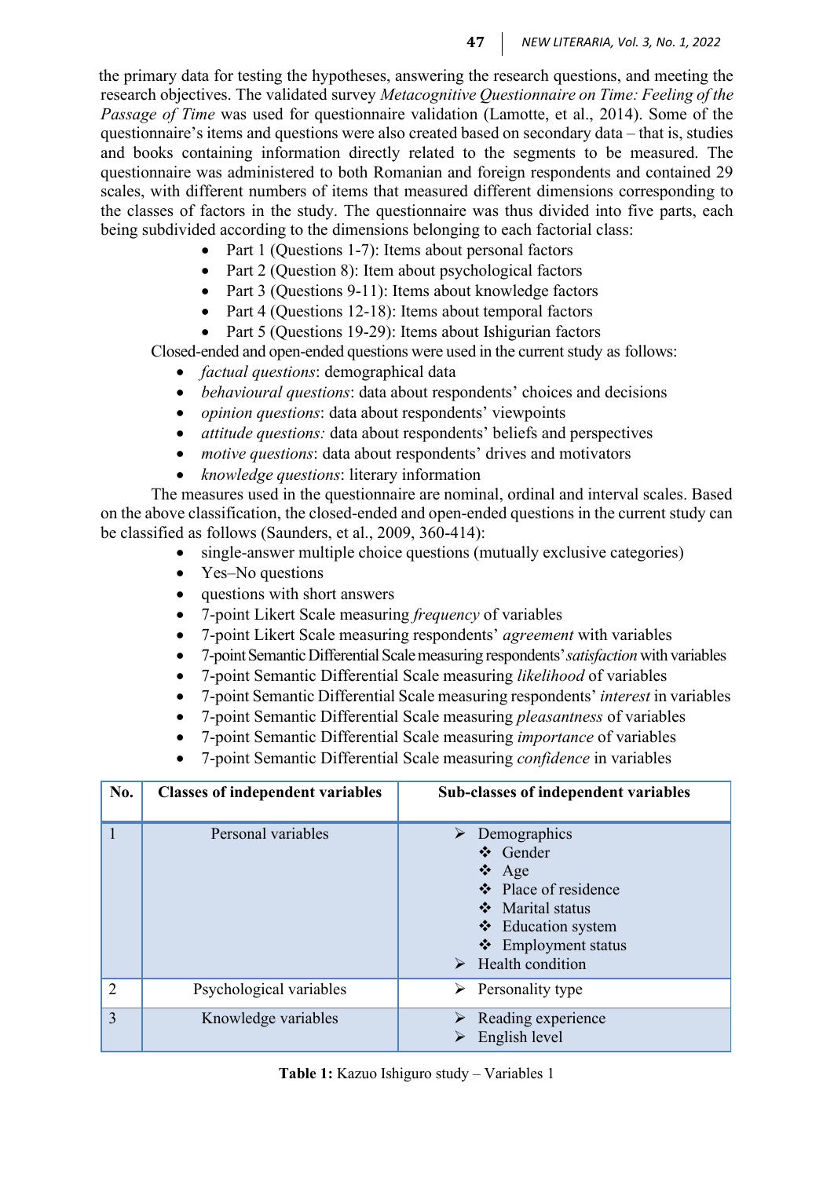the primary data for testing the hypotheses, answering the research questions, and meeting the research objectives. The validated survey *Metacognitive Questionnaire on Time: Feeling of the Passage of Time* was used for questionnaire validation (Lamotte, et al., 2014). Some of the questionnaire's items and questions were also created based on secondary data – that is, studies and books containing information directly related to the segments to be measured. The questionnaire was administered to both Romanian and foreign respondents and contained 29 scales, with different numbers of items that measured different dimensions corresponding to the classes of factors in the study. The questionnaire was thus divided into five parts, each being subdivided according to the dimensions belonging to each factorial class:

- Part 1 (Questions 1-7): Items about personal factors
- Part 2 (Question 8): Item about psychological factors
- Part 3 (Questions 9-11): Items about knowledge factors
- Part 4 (Questions 12-18): Items about temporal factors
- Part 5 (Questions 19-29): Items about Ishigurian factors

Closed-ended and open-ended questions were used in the current study as follows:

- *factual questions*: demographical data
- *behavioural questions*: data about respondents' choices and decisions
- *opinion questions*: data about respondents' viewpoints
- *attitude questions:* data about respondents' beliefs and perspectives
- *motive questions*: data about respondents' drives and motivators
- *knowledge questions*: literary information

The measures used in the questionnaire are nominal, ordinal and interval scales. Based on the above classification, the closed-ended and open-ended questions in the current study can be classified as follows (Saunders, et al., 2009, 360-414):

- single-answer multiple choice questions (mutually exclusive categories)
- Yes–No questions
- questions with short answers
- 7-point Likert Scale measuring *frequency* of variables
- 7-point Likert Scale measuring respondents' *agreement* with variables
- 7-point Semantic Differential Scale measuring respondents' *satisfaction* with variables
- 7-point Semantic Differential Scale measuring *likelihood* of variables
- 7-point Semantic Differential Scale measuring respondents' *interest* in variables
- 7-point Semantic Differential Scale measuring *pleasantness* of variables
- 7-point Semantic Differential Scale measuring *importance* of variables
- 7-point Semantic Differential Scale measuring *confidence* in variables

| No. | Classes of independent variables | Sub-classes of independent variables |
|---|---|---|
| 1 | Personal variables | ➢ Demographics<br>❖ Gender<br>❖ Age<br>❖ Place of residence<br>❖ Marital status<br>❖ Education system<br>❖ Employment status<br>➢ Health condition |
| 2 | Psychological variables | ➢ Personality type |
| 3 | Knowledge variables | ➢ Reading experience<br>➢ English level |

**Table 1:** Kazuo Ishiguro study – Variables 1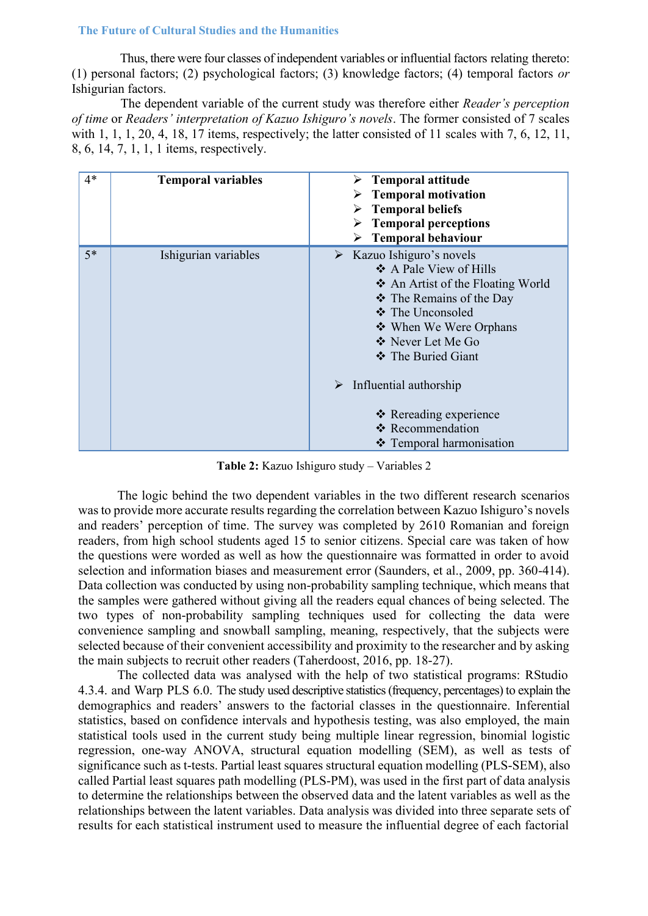Thus, there were four classes of independent variables or influential factors relating thereto: (1) personal factors; (2) psychological factors; (3) knowledge factors; (4) temporal factors *or* Ishigurian factors.

The dependent variable of the current study was therefore either *Reader's perception of time* or *Readers' interpretation of Kazuo Ishiguro's novels*. The former consisted of 7 scales with 1, 1, 1, 20, 4, 18, 17 items, respectively; the latter consisted of 11 scales with 7, 6, 12, 11, 8, 6, 14, 7, 1, 1, 1 items, respectively.

| | | |
|---|---|---|
| 4* | **Temporal variables** | ➢ **Temporal attitude**<br>➢ **Temporal motivation**<br>➢ **Temporal beliefs**<br>➢ **Temporal perceptions**<br>➢ **Temporal behaviour** |
| 5* | Ishigurian variables | ➢ Kazuo Ishiguro's novels<br>❖ A Pale View of Hills<br>❖ An Artist of the Floating World<br>❖ The Remains of the Day<br>❖ The Unconsoled<br>❖ When We Were Orphans<br>❖ Never Let Me Go<br>❖ The Buried Giant<br>➢ Influential authorship<br>❖ Rereading experience<br>❖ Recommendation<br>❖ Temporal harmonisation |

**Table 2:** Kazuo Ishiguro study – Variables 2

The logic behind the two dependent variables in the two different research scenarios was to provide more accurate results regarding the correlation between Kazuo Ishiguro's novels and readers' perception of time. The survey was completed by 2610 Romanian and foreign readers, from high school students aged 15 to senior citizens. Special care was taken of how the questions were worded as well as how the questionnaire was formatted in order to avoid selection and information biases and measurement error (Saunders, et al., 2009, pp. 360-414). Data collection was conducted by using non-probability sampling technique, which means that the samples were gathered without giving all the readers equal chances of being selected. The two types of non-probability sampling techniques used for collecting the data were convenience sampling and snowball sampling, meaning, respectively, that the subjects were selected because of their convenient accessibility and proximity to the researcher and by asking the main subjects to recruit other readers (Taherdoost, 2016, pp. 18-27).

The collected data was analysed with the help of two statistical programs: RStudio 4.3.4. and Warp PLS 6.0. The study used descriptive statistics (frequency, percentages) to explain the demographics and readers' answers to the factorial classes in the questionnaire. Inferential statistics, based on confidence intervals and hypothesis testing, was also employed, the main statistical tools used in the current study being multiple linear regression, binomial logistic regression, one-way ANOVA, structural equation modelling (SEM), as well as tests of significance such as t-tests. Partial least squares structural equation modelling (PLS-SEM), also called Partial least squares path modelling (PLS-PM), was used in the first part of data analysis to determine the relationships between the observed data and the latent variables as well as the relationships between the latent variables. Data analysis was divided into three separate sets of results for each statistical instrument used to measure the influential degree of each factorial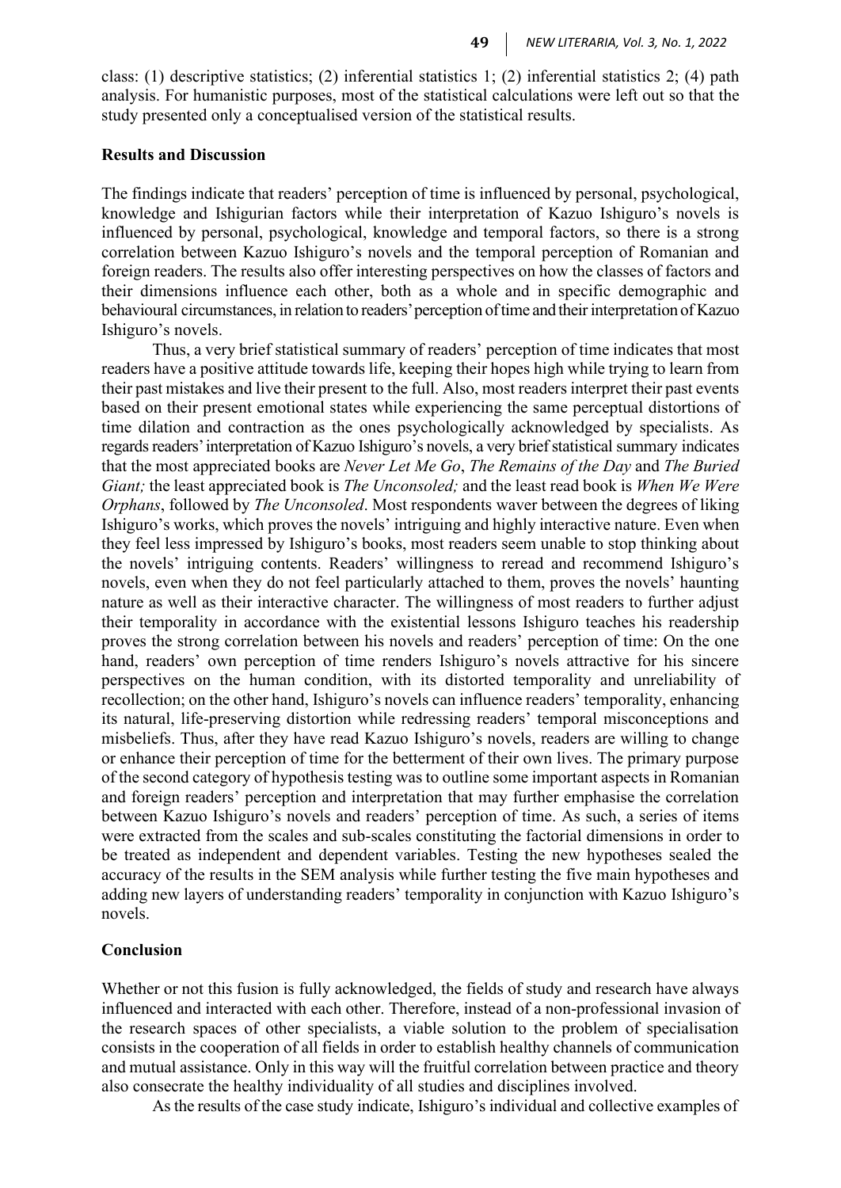class: (1) descriptive statistics; (2) inferential statistics 1; (2) inferential statistics 2; (4) path analysis. For humanistic purposes, most of the statistical calculations were left out so that the study presented only a conceptualised version of the statistical results.

**Results and Discussion**

The findings indicate that readers' perception of time is influenced by personal, psychological, knowledge and Ishigurian factors while their interpretation of Kazuo Ishiguro's novels is influenced by personal, psychological, knowledge and temporal factors, so there is a strong correlation between Kazuo Ishiguro's novels and the temporal perception of Romanian and foreign readers. The results also offer interesting perspectives on how the classes of factors and their dimensions influence each other, both as a whole and in specific demographic and behavioural circumstances, in relation to readers' perception of time and their interpretation of Kazuo Ishiguro's novels.

Thus, a very brief statistical summary of readers' perception of time indicates that most readers have a positive attitude towards life, keeping their hopes high while trying to learn from their past mistakes and live their present to the full. Also, most readers interpret their past events based on their present emotional states while experiencing the same perceptual distortions of time dilation and contraction as the ones psychologically acknowledged by specialists. As regards readers' interpretation of Kazuo Ishiguro's novels, a very brief statistical summary indicates that the most appreciated books are *Never Let Me Go*, *The Remains of the Day* and *The Buried Giant;* the least appreciated book is *The Unconsoled;* and the least read book is *When We Were Orphans*, followed by *The Unconsoled*. Most respondents waver between the degrees of liking Ishiguro's works, which proves the novels' intriguing and highly interactive nature. Even when they feel less impressed by Ishiguro's books, most readers seem unable to stop thinking about the novels' intriguing contents. Readers' willingness to reread and recommend Ishiguro's novels, even when they do not feel particularly attached to them, proves the novels' haunting nature as well as their interactive character. The willingness of most readers to further adjust their temporality in accordance with the existential lessons Ishiguro teaches his readership proves the strong correlation between his novels and readers' perception of time: On the one hand, readers' own perception of time renders Ishiguro's novels attractive for his sincere perspectives on the human condition, with its distorted temporality and unreliability of recollection; on the other hand, Ishiguro's novels can influence readers' temporality, enhancing its natural, life-preserving distortion while redressing readers' temporal misconceptions and misbeliefs. Thus, after they have read Kazuo Ishiguro's novels, readers are willing to change or enhance their perception of time for the betterment of their own lives. The primary purpose of the second category of hypothesis testing was to outline some important aspects in Romanian and foreign readers' perception and interpretation that may further emphasise the correlation between Kazuo Ishiguro's novels and readers' perception of time. As such, a series of items were extracted from the scales and sub-scales constituting the factorial dimensions in order to be treated as independent and dependent variables. Testing the new hypotheses sealed the accuracy of the results in the SEM analysis while further testing the five main hypotheses and adding new layers of understanding readers' temporality in conjunction with Kazuo Ishiguro's novels.

**Conclusion**

Whether or not this fusion is fully acknowledged, the fields of study and research have always influenced and interacted with each other. Therefore, instead of a non-professional invasion of the research spaces of other specialists, a viable solution to the problem of specialisation consists in the cooperation of all fields in order to establish healthy channels of communication and mutual assistance. Only in this way will the fruitful correlation between practice and theory also consecrate the healthy individuality of all studies and disciplines involved.

As the results of the case study indicate, Ishiguro's individual and collective examples of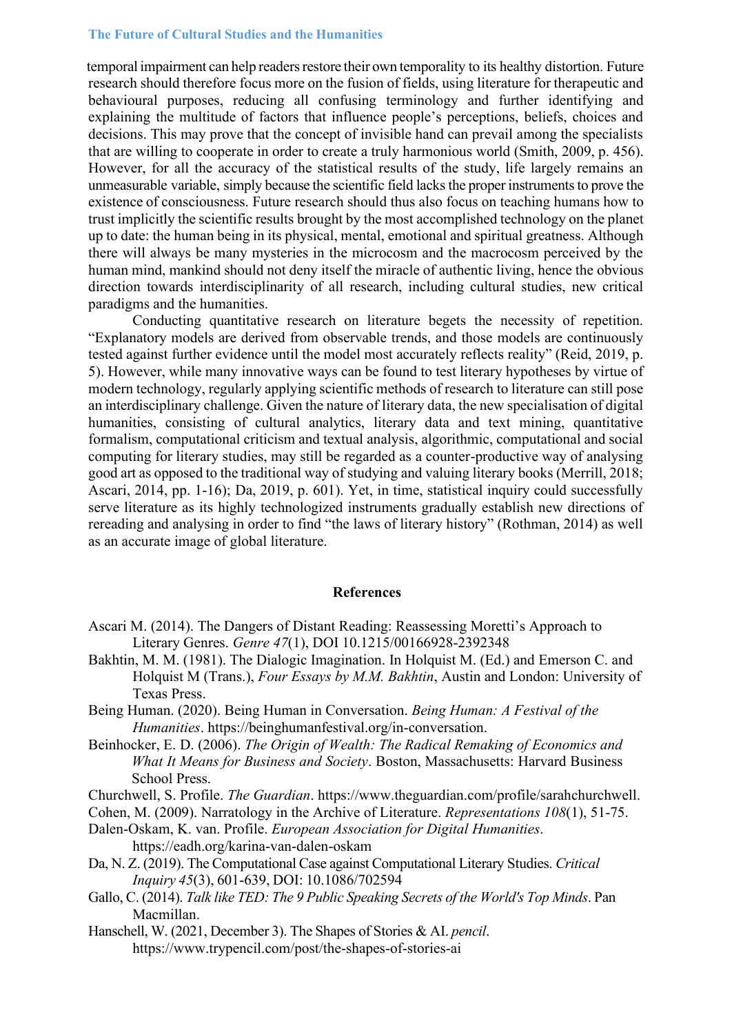temporal impairment can help readers restore their own temporality to its healthy distortion. Future research should therefore focus more on the fusion of fields, using literature for therapeutic and behavioural purposes, reducing all confusing terminology and further identifying and explaining the multitude of factors that influence people's perceptions, beliefs, choices and decisions. This may prove that the concept of invisible hand can prevail among the specialists that are willing to cooperate in order to create a truly harmonious world (Smith, 2009, p. 456). However, for all the accuracy of the statistical results of the study, life largely remains an unmeasurable variable, simply because the scientific field lacks the proper instruments to prove the existence of consciousness. Future research should thus also focus on teaching humans how to trust implicitly the scientific results brought by the most accomplished technology on the planet up to date: the human being in its physical, mental, emotional and spiritual greatness. Although there will always be many mysteries in the microcosm and the macrocosm perceived by the human mind, mankind should not deny itself the miracle of authentic living, hence the obvious direction towards interdisciplinarity of all research, including cultural studies, new critical paradigms and the humanities.

Conducting quantitative research on literature begets the necessity of repetition. "Explanatory models are derived from observable trends, and those models are continuously tested against further evidence until the model most accurately reflects reality" (Reid, 2019, p. 5). However, while many innovative ways can be found to test literary hypotheses by virtue of modern technology, regularly applying scientific methods of research to literature can still pose an interdisciplinary challenge. Given the nature of literary data, the new specialisation of digital humanities, consisting of cultural analytics, literary data and text mining, quantitative formalism, computational criticism and textual analysis, algorithmic, computational and social computing for literary studies, may still be regarded as a counter-productive way of analysing good art as opposed to the traditional way of studying and valuing literary books (Merrill, 2018; Ascari, 2014, pp. 1-16); Da, 2019, p. 601). Yet, in time, statistical inquiry could successfully serve literature as its highly technologized instruments gradually establish new directions of rereading and analysing in order to find "the laws of literary history" (Rothman, 2014) as well as an accurate image of global literature.

## References

Ascari M. (2014). The Dangers of Distant Reading: Reassessing Moretti's Approach to Literary Genres. *Genre 47*(1), DOI 10.1215/00166928-2392348

Bakhtin, M. M. (1981). The Dialogic Imagination. In Holquist M. (Ed.) and Emerson C. and Holquist M (Trans.), *Four Essays by M.M. Bakhtin*, Austin and London: University of Texas Press.

Being Human. (2020). Being Human in Conversation. *Being Human: A Festival of the Humanities*. https://beinghumanfestival.org/in-conversation.

Beinhocker, E. D. (2006). *The Origin of Wealth: The Radical Remaking of Economics and What It Means for Business and Society*. Boston, Massachusetts: Harvard Business School Press.

Churchwell, S. Profile. *The Guardian*. https://www.theguardian.com/profile/sarahchurchwell.

Cohen, M. (2009). Narratology in the Archive of Literature. *Representations 108*(1), 51-75.

Dalen-Oskam, K. van. Profile. *European Association for Digital Humanities*. https://eadh.org/karina-van-dalen-oskam

Da, N. Z. (2019). The Computational Case against Computational Literary Studies. *Critical Inquiry 45*(3), 601-639, DOI: 10.1086/702594

Gallo, C. (2014). *Talk like TED: The 9 Public Speaking Secrets of the World's Top Minds*. Pan Macmillan.

Hanschell, W. (2021, December 3). The Shapes of Stories & AI. *pencil*. https://www.trypencil.com/post/the-shapes-of-stories-ai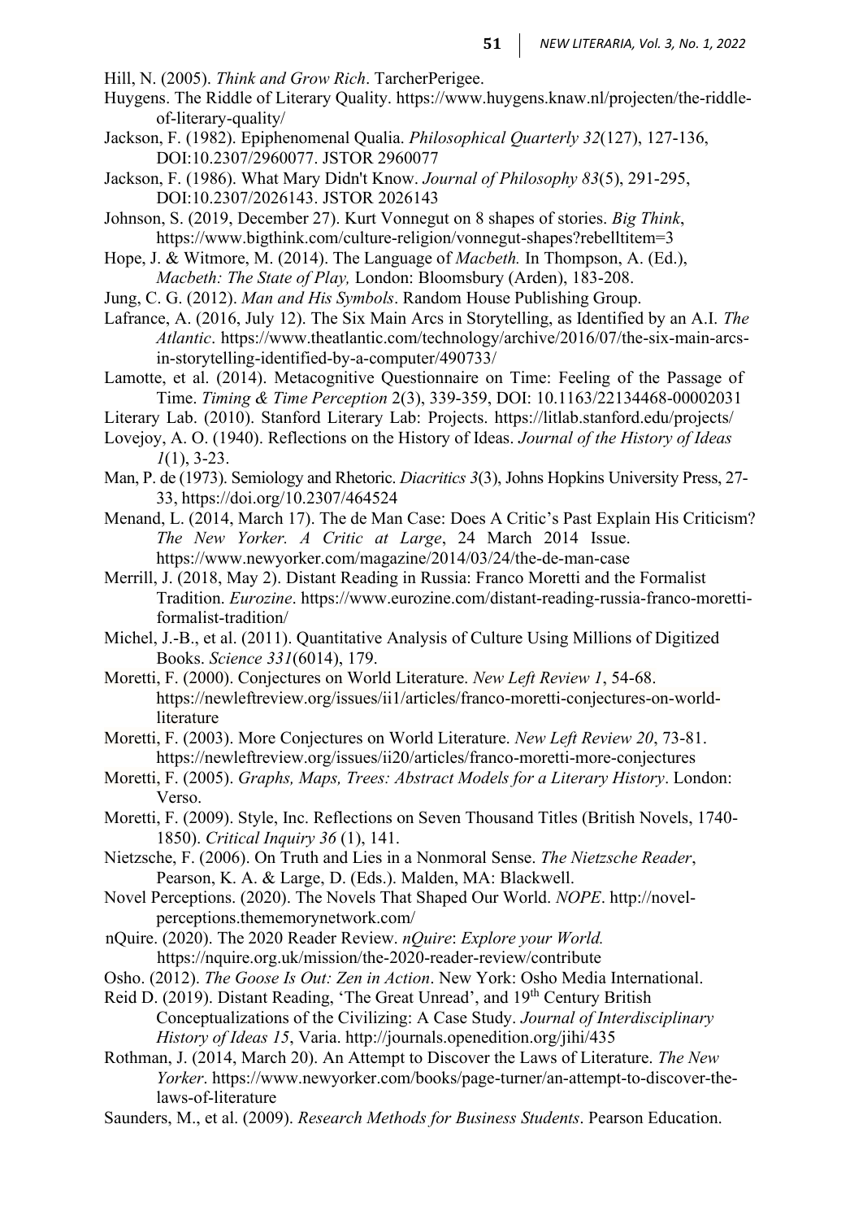Hill, N. (2005). *Think and Grow Rich*. TarcherPerigee.

Huygens. The Riddle of Literary Quality. https://www.huygens.knaw.nl/projecten/the-riddle-of-literary-quality/

Jackson, F. (1982). Epiphenomenal Qualia. *Philosophical Quarterly 32*(127), 127-136, DOI:10.2307/2960077. JSTOR 2960077

Jackson, F. (1986). What Mary Didn't Know. *Journal of Philosophy 83*(5), 291-295, DOI:10.2307/2026143. JSTOR 2026143

Johnson, S. (2019, December 27). Kurt Vonnegut on 8 shapes of stories. *Big Think*, https://www.bigthink.com/culture-religion/vonnegut-shapes?rebelltitem=3

Hope, J. & Witmore, M. (2014). The Language of *Macbeth.* In Thompson, A. (Ed.), *Macbeth: The State of Play,* London: Bloomsbury (Arden), 183-208.

Jung, C. G. (2012). *Man and His Symbols*. Random House Publishing Group.

Lafrance, A. (2016, July 12). The Six Main Arcs in Storytelling, as Identified by an A.I. *The Atlantic*. https://www.theatlantic.com/technology/archive/2016/07/the-six-main-arcs-in-storytelling-identified-by-a-computer/490733/

Lamotte, et al. (2014). Metacognitive Questionnaire on Time: Feeling of the Passage of Time. *Timing & Time Perception* 2(3), 339-359, DOI: 10.1163/22134468-00002031

Literary Lab. (2010). Stanford Literary Lab: Projects. https://litlab.stanford.edu/projects/

Lovejoy, A. O. (1940). Reflections on the History of Ideas. *Journal of the History of Ideas 1*(1), 3-23.

Man, P. de (1973). Semiology and Rhetoric. *Diacritics 3*(3), Johns Hopkins University Press, 27-33, https://doi.org/10.2307/464524

Menand, L. (2014, March 17). The de Man Case: Does A Critic's Past Explain His Criticism? *The New Yorker. A Critic at Large*, 24 March 2014 Issue. https://www.newyorker.com/magazine/2014/03/24/the-de-man-case

Merrill, J. (2018, May 2). Distant Reading in Russia: Franco Moretti and the Formalist Tradition. *Eurozine*. https://www.eurozine.com/distant-reading-russia-franco-moretti-formalist-tradition/

Michel, J.-B., et al. (2011). Quantitative Analysis of Culture Using Millions of Digitized Books. *Science 331*(6014), 179.

Moretti, F. (2000). Conjectures on World Literature. *New Left Review 1*, 54-68. https://newleftreview.org/issues/ii1/articles/franco-moretti-conjectures-on-world-literature

Moretti, F. (2003). More Conjectures on World Literature. *New Left Review 20*, 73-81. https://newleftreview.org/issues/ii20/articles/franco-moretti-more-conjectures

Moretti, F. (2005). *Graphs, Maps, Trees: Abstract Models for a Literary History*. London: Verso.

Moretti, F. (2009). Style, Inc. Reflections on Seven Thousand Titles (British Novels, 1740-1850). *Critical Inquiry 36* (1), 141.

Nietzsche, F. (2006). On Truth and Lies in a Nonmoral Sense. *The Nietzsche Reader*, Pearson, K. A. & Large, D. (Eds.). Malden, MA: Blackwell.

Novel Perceptions. (2020). The Novels That Shaped Our World. *NOPE*. http://novel-perceptions.thememorynetwork.com/

nQuire. (2020). The 2020 Reader Review. *nQuire*: *Explore your World.* https://nquire.org.uk/mission/the-2020-reader-review/contribute

Osho. (2012). *The Goose Is Out: Zen in Action*. New York: Osho Media International.

Reid D. (2019). Distant Reading, 'The Great Unread', and 19th Century British Conceptualizations of the Civilizing: A Case Study. *Journal of Interdisciplinary History of Ideas 15*, Varia. http://journals.openedition.org/jihi/435

Rothman, J. (2014, March 20). An Attempt to Discover the Laws of Literature. *The New Yorker*. https://www.newyorker.com/books/page-turner/an-attempt-to-discover-the-laws-of-literature

Saunders, M., et al. (2009). *Research Methods for Business Students*. Pearson Education.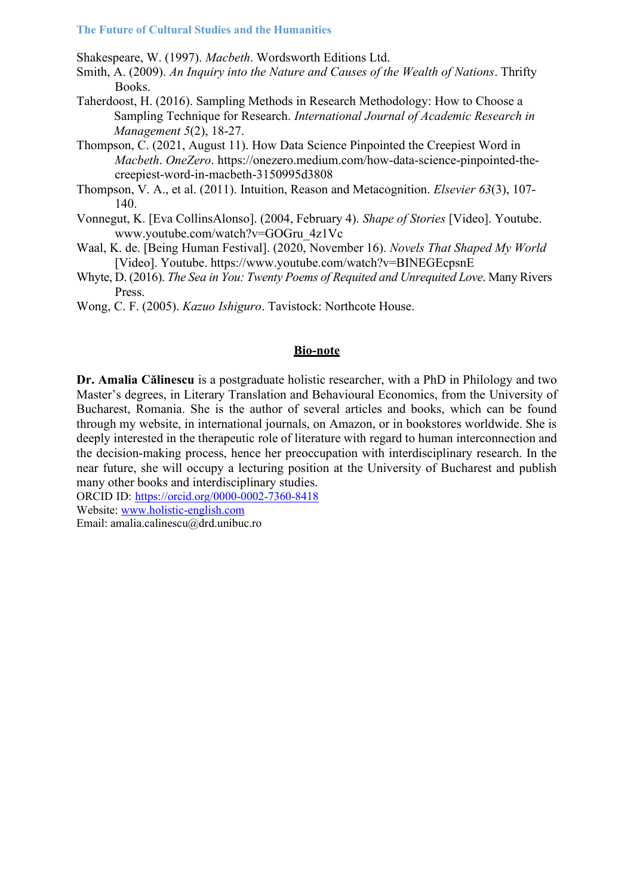Shakespeare, W. (1997). *Macbeth*. Wordsworth Editions Ltd.

Smith, A. (2009). *An Inquiry into the Nature and Causes of the Wealth of Nations*. Thrifty Books.

Taherdoost, H. (2016). Sampling Methods in Research Methodology: How to Choose a Sampling Technique for Research. *International Journal of Academic Research in Management 5*(2), 18-27.

Thompson, C. (2021, August 11). How Data Science Pinpointed the Creepiest Word in *Macbeth*. *OneZero*. https://onezero.medium.com/how-data-science-pinpointed-the-creepiest-word-in-macbeth-3150995d3808

Thompson, V. A., et al. (2011). Intuition, Reason and Metacognition. *Elsevier 63*(3), 107-140.

Vonnegut, K. [Eva CollinsAlonso]. (2004, February 4). *Shape of Stories* [Video]. Youtube. www.youtube.com/watch?v=GOGru_4z1Vc

Waal, K. de. [Being Human Festival]. (2020, November 16). *Novels That Shaped My World* [Video]. Youtube. https://www.youtube.com/watch?v=BINEGEcpsnE

Whyte, D. (2016). *The Sea in You: Twenty Poems of Requited and Unrequited Love*. Many Rivers Press.

Wong, C. F. (2005). *Kazuo Ishiguro*. Tavistock: Northcote House.

## Bio-note

**Dr. Amalia Călinescu** is a postgraduate holistic researcher, with a PhD in Philology and two Master's degrees, in Literary Translation and Behavioural Economics, from the University of Bucharest, Romania. She is the author of several articles and books, which can be found through my website, in international journals, on Amazon, or in bookstores worldwide. She is deeply interested in the therapeutic role of literature with regard to human interconnection and the decision-making process, hence her preoccupation with interdisciplinary research. In the near future, she will occupy a lecturing position at the University of Bucharest and publish many other books and interdisciplinary studies.

ORCID ID: https://orcid.org/0000-0002-7360-8418

Website: www.holistic-english.com

Email: amalia.calinescu@drd.unibuc.ro